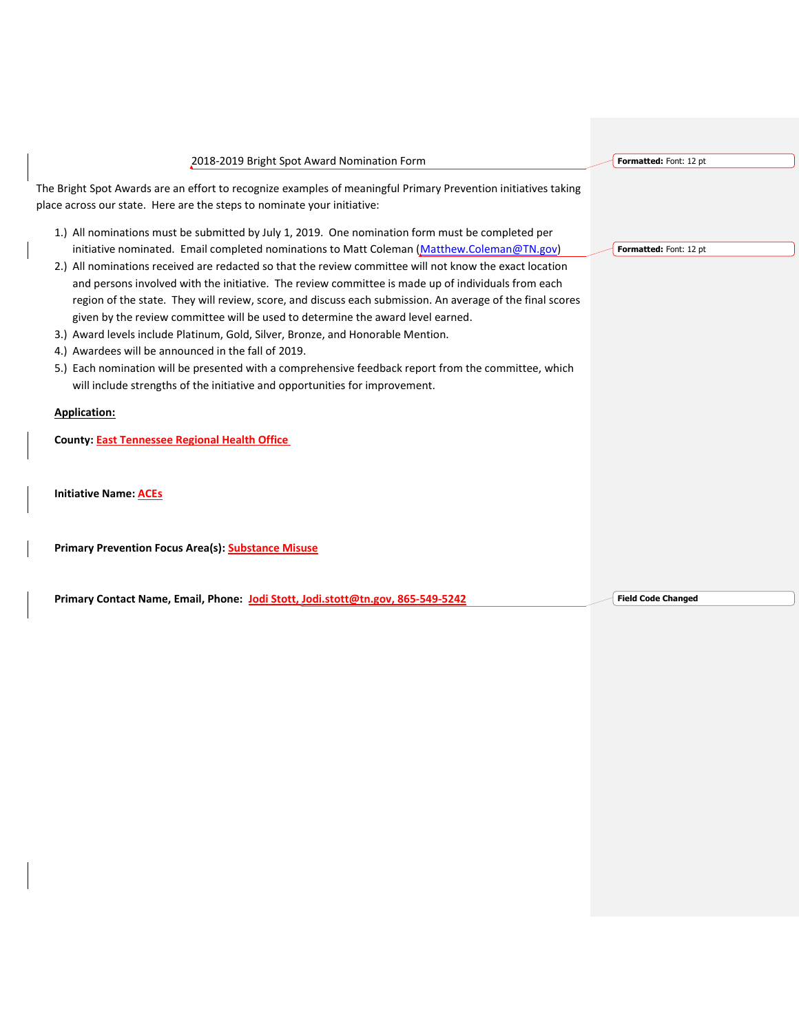2018-2019 Bright Spot Award Nomination Form

The Bright Spot Awards are an effort to recognize examples of meaningful Primary Prevention initiatives taking place across our state. Here are the steps to nominate your initiative:

1.) All nominations must be submitted by July 1, 2019. One nomination form must be completed per initiative nominated. Email completed nominations to Matt Coleman (Matthew.Coleman@TN.gov)
2.) All nominations received are redacted so that the review committee will not know the exact location and persons involved with the initiative. The review committee is made up of individuals from each region of the state. They will review, score, and discuss each submission. An average of the final scores given by the review committee will be used to determine the award level earned.
3.) Award levels include Platinum, Gold, Silver, Bronze, and Honorable Mention.
4.) Awardees will be announced in the fall of 2019.
5.) Each nomination will be presented with a comprehensive feedback report from the committee, which will include strengths of the initiative and opportunities for improvement.

**Application:**

**County:** East Tennessee Regional Health Office

**Initiative Name:** ACEs

**Primary Prevention Focus Area(s):** Substance Misuse

**Primary Contact Name, Email, Phone:** Jodi Stott, Jodi.stott@tn.gov, 865-549-5242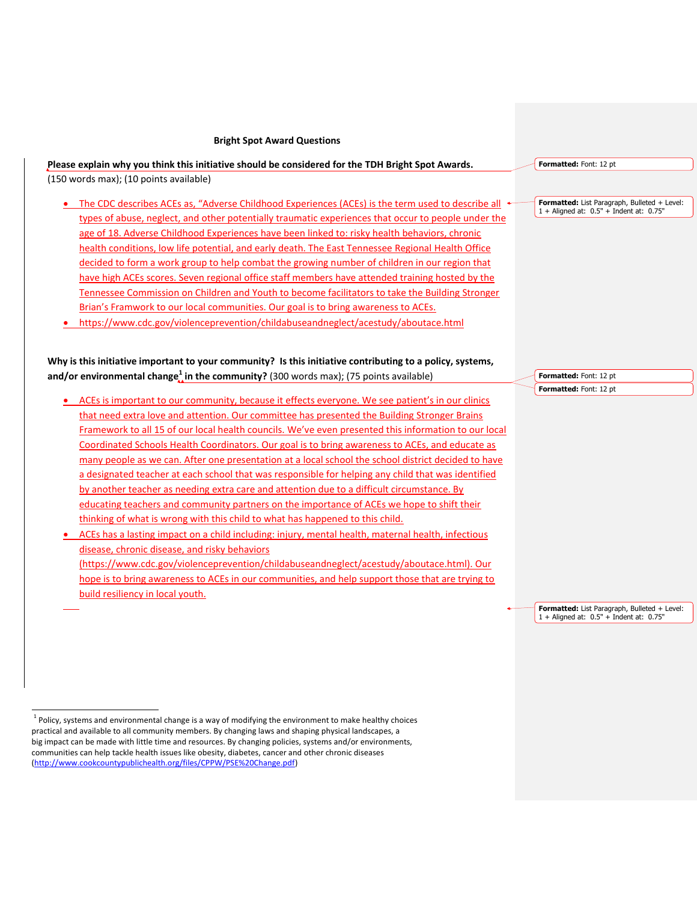**Bright Spot Award Questions**

**Please explain why you think this initiative should be considered for the TDH Bright Spot Awards.** (150 words max); (10 points available)

- The CDC describes ACEs as, "Adverse Childhood Experiences (ACEs) is the term used to describe all types of abuse, neglect, and other potentially traumatic experiences that occur to people under the age of 18. Adverse Childhood Experiences have been linked to: risky health behaviors, chronic health conditions, low life potential, and early death. The East Tennessee Regional Health Office decided to form a work group to help combat the growing number of children in our region that have high ACEs scores. Seven regional office staff members have attended training hosted by the Tennessee Commission on Children and Youth to become facilitators to take the Building Stronger Brian's Framwork to our local communities. Our goal is to bring awareness to ACEs.
- https://www.cdc.gov/violenceprevention/childabuseandneglect/acestudy/aboutace.html

**Why is this initiative important to your community? Is this initiative contributing to a policy, systems, and/or environmental change[1] in the community?** (300 words max); (75 points available)

- ACEs is important to our community, because it effects everyone. We see patient's in our clinics that need extra love and attention. Our committee has presented the Building Stronger Brains Framework to all 15 of our local health councils. We've even presented this information to our local Coordinated Schools Health Coordinators. Our goal is to bring awareness to ACEs, and educate as many people as we can. After one presentation at a local school the school district decided to have a designated teacher at each school that was responsible for helping any child that was identified by another teacher as needing extra care and attention due to a difficult circumstance. By educating teachers and community partners on the importance of ACEs we hope to shift their thinking of what is wrong with this child to what has happened to this child.
- ACEs has a lasting impact on a child including: injury, mental health, maternal health, infectious disease, chronic disease, and risky behaviors (https://www.cdc.gov/violenceprevention/childabuseandneglect/acestudy/aboutace.html). Our hope is to bring awareness to ACEs in our communities, and help support those that are trying to build resiliency in local youth.

[1] Policy, systems and environmental change is a way of modifying the environment to make healthy choices practical and available to all community members. By changing laws and shaping physical landscapes, a big impact can be made with little time and resources. By changing policies, systems and/or environments, communities can help tackle health issues like obesity, diabetes, cancer and other chronic diseases (http://www.cookcountypublichealth.org/files/CPPW/PSE%20Change.pdf)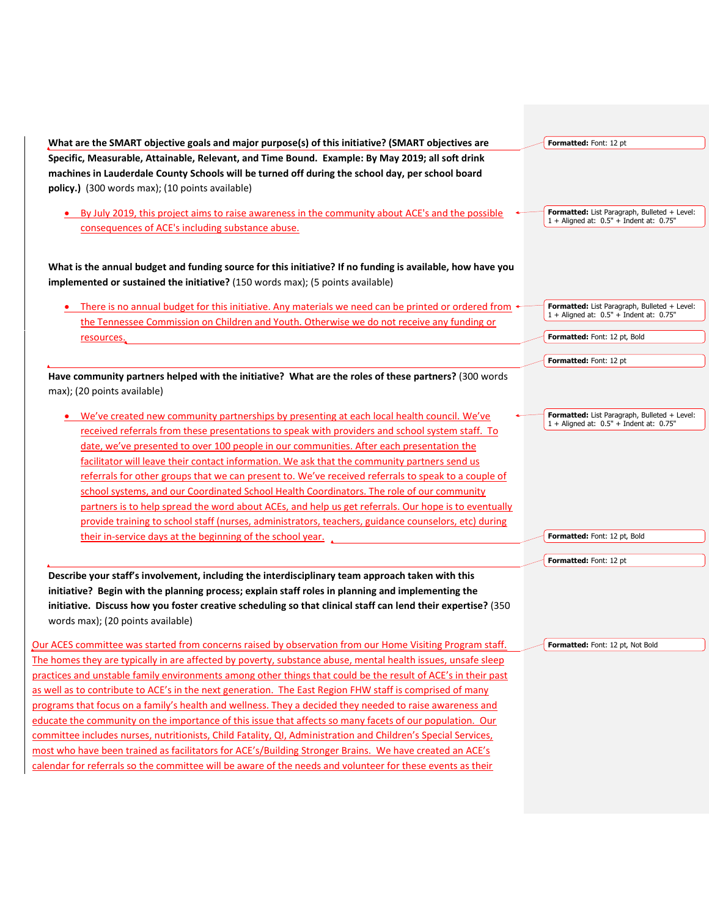**What are the SMART objective goals and major purpose(s) of this initiative? (SMART objectives are Specific, Measurable, Attainable, Relevant, and Time Bound. Example: By May 2019; all soft drink machines in Lauderdale County Schools will be turned off during the school day, per school board policy.)** (300 words max); (10 points available)

- By July 2019, this project aims to raise awareness in the community about ACE's and the possible consequences of ACE's including substance abuse.

**What is the annual budget and funding source for this initiative? If no funding is available, how have you implemented or sustained the initiative?** (150 words max); (5 points available)

- There is no annual budget for this initiative. Any materials we need can be printed or ordered from the Tennessee Commission on Children and Youth. Otherwise we do not receive any funding or resources.

**Have community partners helped with the initiative? What are the roles of these partners?** (300 words max); (20 points available)

- We've created new community partnerships by presenting at each local health council. We've received referrals from these presentations to speak with providers and school system staff. To date, we've presented to over 100 people in our communities. After each presentation the facilitator will leave their contact information. We ask that the community partners send us referrals for other groups that we can present to. We've received referrals to speak to a couple of school systems, and our Coordinated School Health Coordinators. The role of our community partners is to help spread the word about ACEs, and help us get referrals. Our hope is to eventually provide training to school staff (nurses, administrators, teachers, guidance counselors, etc) during their in-service days at the beginning of the school year.

**Describe your staff's involvement, including the interdisciplinary team approach taken with this initiative? Begin with the planning process; explain staff roles in planning and implementing the initiative. Discuss how you foster creative scheduling so that clinical staff can lend their expertise?** (350 words max); (20 points available)

Our ACES committee was started from concerns raised by observation from our Home Visiting Program staff. The homes they are typically in are affected by poverty, substance abuse, mental health issues, unsafe sleep practices and unstable family environments among other things that could be the result of ACE's in their past as well as to contribute to ACE's in the next generation. The East Region FHW staff is comprised of many programs that focus on a family's health and wellness. They a decided they needed to raise awareness and educate the community on the importance of this issue that affects so many facets of our population. Our committee includes nurses, nutritionists, Child Fatality, QI, Administration and Children's Special Services, most who have been trained as facilitators for ACE's/Building Stronger Brains. We have created an ACE's calendar for referrals so the committee will be aware of the needs and volunteer for these events as their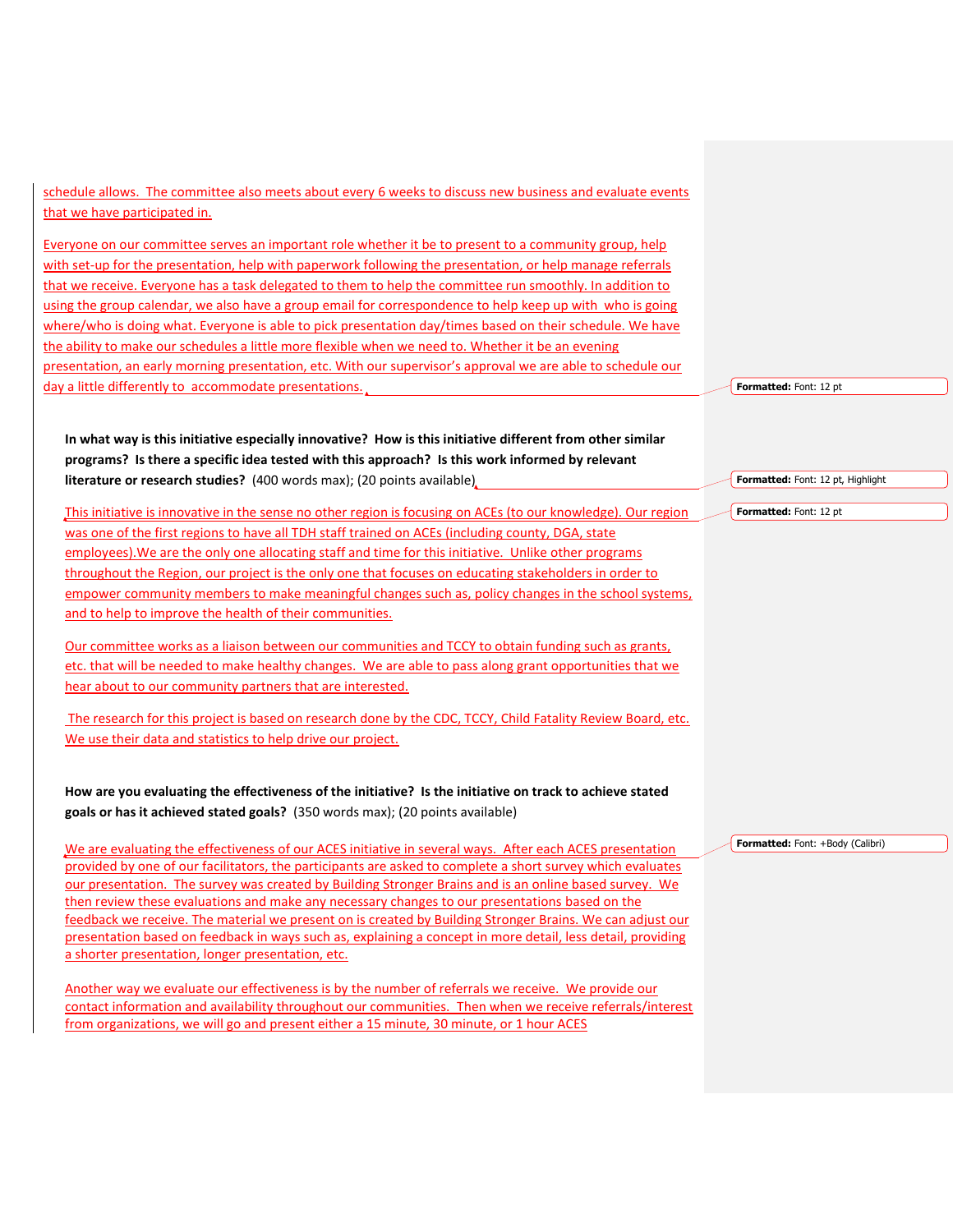schedule allows. The committee also meets about every 6 weeks to discuss new business and evaluate events that we have participated in.

Everyone on our committee serves an important role whether it be to present to a community group, help with set-up for the presentation, help with paperwork following the presentation, or help manage referrals that we receive. Everyone has a task delegated to them to help the committee run smoothly. In addition to using the group calendar, we also have a group email for correspondence to help keep up with who is going where/who is doing what. Everyone is able to pick presentation day/times based on their schedule. We have the ability to make our schedules a little more flexible when we need to. Whether it be an evening presentation, an early morning presentation, etc. With our supervisor's approval we are able to schedule our day a little differently to accommodate presentations.

**In what way is this initiative especially innovative? How is this initiative different from other similar programs? Is there a specific idea tested with this approach? Is this work informed by relevant literature or research studies?** (400 words max); (20 points available)

This initiative is innovative in the sense no other region is focusing on ACEs (to our knowledge). Our region was one of the first regions to have all TDH staff trained on ACEs (including county, DGA, state employees).We are the only one allocating staff and time for this initiative. Unlike other programs throughout the Region, our project is the only one that focuses on educating stakeholders in order to empower community members to make meaningful changes such as, policy changes in the school systems, and to help to improve the health of their communities.

Our committee works as a liaison between our communities and TCCY to obtain funding such as grants, etc. that will be needed to make healthy changes. We are able to pass along grant opportunities that we hear about to our community partners that are interested.

The research for this project is based on research done by the CDC, TCCY, Child Fatality Review Board, etc. We use their data and statistics to help drive our project.

**How are you evaluating the effectiveness of the initiative? Is the initiative on track to achieve stated goals or has it achieved stated goals?** (350 words max); (20 points available)

We are evaluating the effectiveness of our ACES initiative in several ways. After each ACES presentation provided by one of our facilitators, the participants are asked to complete a short survey which evaluates our presentation. The survey was created by Building Stronger Brains and is an online based survey. We then review these evaluations and make any necessary changes to our presentations based on the feedback we receive. The material we present on is created by Building Stronger Brains. We can adjust our presentation based on feedback in ways such as, explaining a concept in more detail, less detail, providing a shorter presentation, longer presentation, etc.

Another way we evaluate our effectiveness is by the number of referrals we receive. We provide our contact information and availability throughout our communities. Then when we receive referrals/interest from organizations, we will go and present either a 15 minute, 30 minute, or 1 hour ACES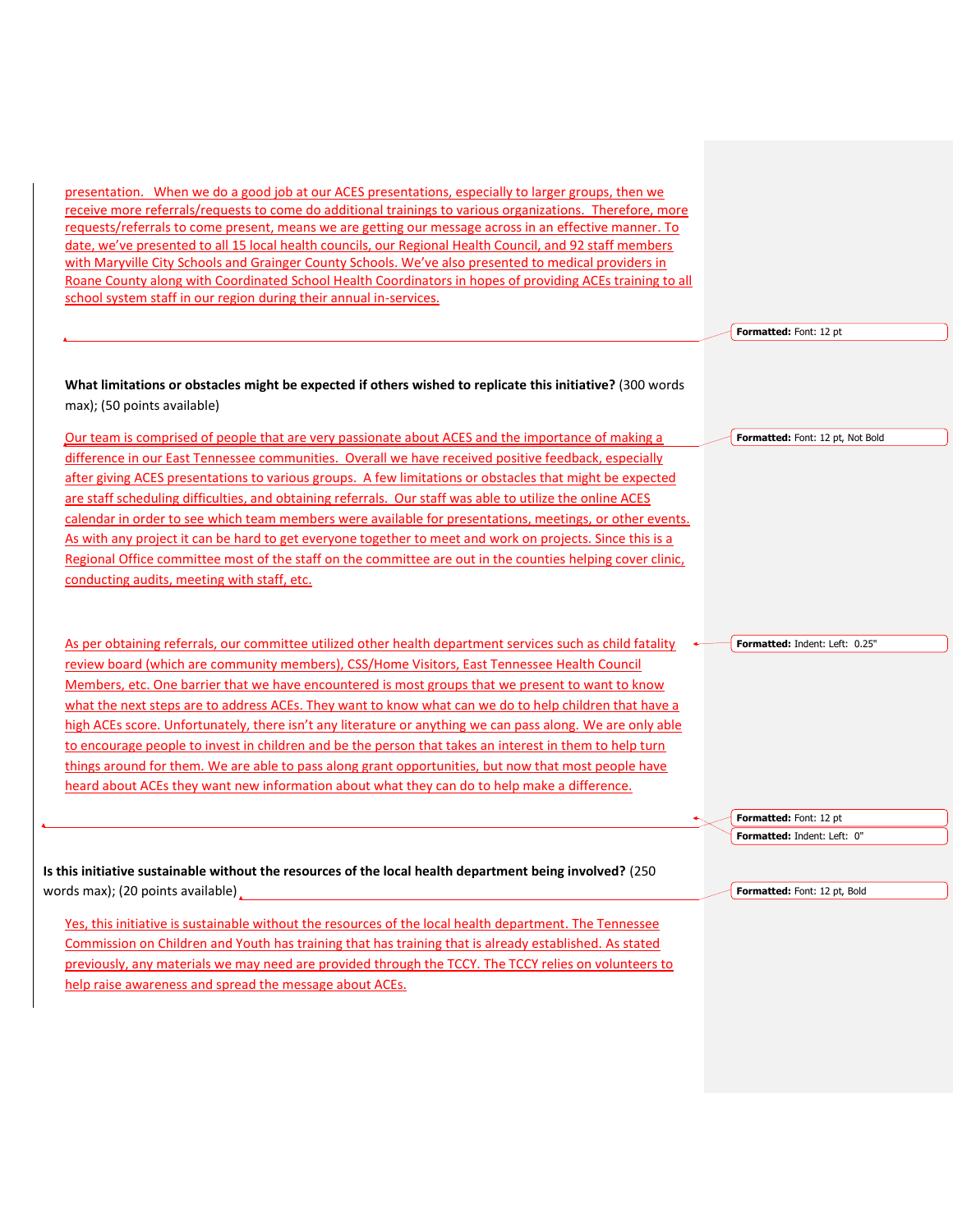presentation. When we do a good job at our ACES presentations, especially to larger groups, then we receive more referrals/requests to come do additional trainings to various organizations. Therefore, more requests/referrals to come present, means we are getting our message across in an effective manner. To date, we've presented to all 15 local health councils, our Regional Health Council, and 92 staff members with Maryville City Schools and Grainger County Schools. We've also presented to medical providers in Roane County along with Coordinated School Health Coordinators in hopes of providing ACEs training to all school system staff in our region during their annual in-services.

**What limitations or obstacles might be expected if others wished to replicate this initiative?** (300 words max); (50 points available)

Our team is comprised of people that are very passionate about ACES and the importance of making a difference in our East Tennessee communities. Overall we have received positive feedback, especially after giving ACES presentations to various groups. A few limitations or obstacles that might be expected are staff scheduling difficulties, and obtaining referrals. Our staff was able to utilize the online ACES calendar in order to see which team members were available for presentations, meetings, or other events. As with any project it can be hard to get everyone together to meet and work on projects. Since this is a Regional Office committee most of the staff on the committee are out in the counties helping cover clinic, conducting audits, meeting with staff, etc.

As per obtaining referrals, our committee utilized other health department services such as child fatality review board (which are community members), CSS/Home Visitors, East Tennessee Health Council Members, etc. One barrier that we have encountered is most groups that we present to want to know what the next steps are to address ACEs. They want to know what can we do to help children that have a high ACEs score. Unfortunately, there isn't any literature or anything we can pass along. We are only able to encourage people to invest in children and be the person that takes an interest in them to help turn things around for them. We are able to pass along grant opportunities, but now that most people have heard about ACEs they want new information about what they can do to help make a difference.

**Is this initiative sustainable without the resources of the local health department being involved?** (250 words max); (20 points available)

Yes, this initiative is sustainable without the resources of the local health department. The Tennessee Commission on Children and Youth has training that has training that is already established. As stated previously, any materials we may need are provided through the TCCY. The TCCY relies on volunteers to help raise awareness and spread the message about ACEs.